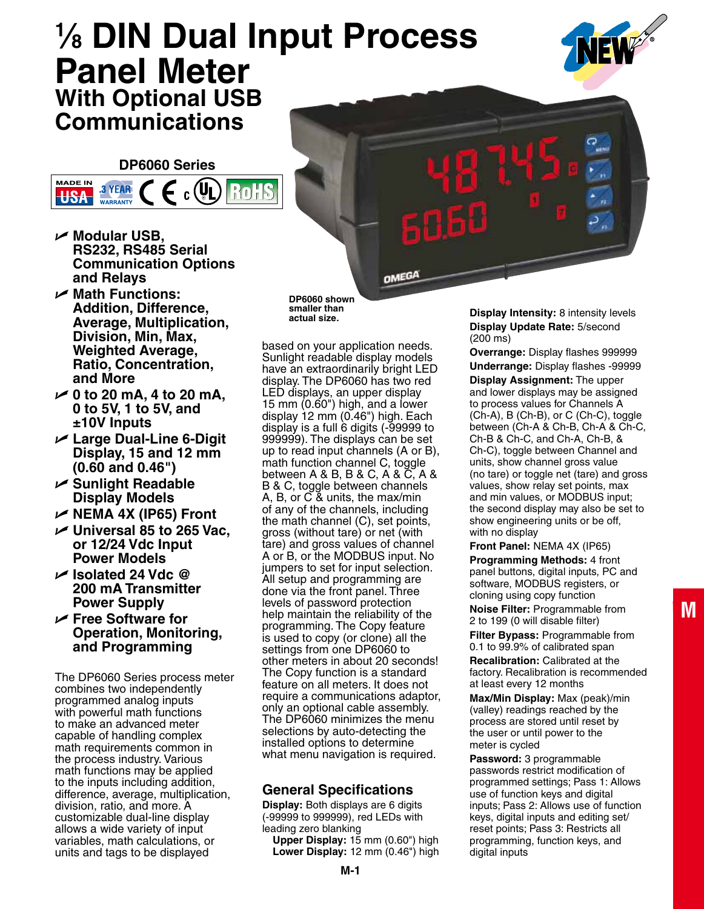# ⅛ DIN Dual Input Process Panel Meter

## With Optional USB Communications

**DP6060 Series**

- **Modular USB, RS232, RS485 Serial Communication Options and Relays**
- **Math Functions: Addition, Difference, Average, Multiplication, Division, Min, Max, Weighted Average, Ratio, Concentration, and More**
- **0 to 20 mA, 4 to 20 mA, 0 to 5V, 1 to 5V, and ±10V Inputs**
- **Large Dual-Line 6-Digit Display, 15 and 12 mm (0.60 and 0.46")**
- **Sunlight Readable Display Models**
- **NEMA 4X (IP65) Front**
- **Universal 85 to 265 Vac, or 12/24 Vdc Input Power Models**
- **Isolated 24 Vdc @ 200 mA Transmitter Power Supply**
- **Free Software for Operation, Monitoring, and Programming**

DP6060 shown smaller than actual size.

The DP6060 Series process meter combines two independently programmed analog inputs with powerful math functions to make an advanced meter capable of handling complex math requirements common in the process industry. Various math functions may be applied to the inputs including addition, difference, average, multiplication, division, ratio, and more. A customizable dual-line display allows a wide variety of input variables, math calculations, or units and tags to be displayed based on your application needs. Sunlight readable display models have an extraordinarily bright LED display. The DP6060 has two red LED displays, an upper display 15 mm (0.60") high, and a lower display 12 mm (0.46") high. Each display is a full 6 digits (-99999 to 999999). The displays can be set up to read input channels (A or B), math function channel C, toggle between A & B, B & C, A & C, A & B & C, toggle between channels A, B, or C & units, the max/min of any of the channels, including the math channel (C), set points, gross (without tare) or net (with tare) and gross values of channel A or B, or the MODBUS input. No jumpers to set for input selection. All setup and programming are done via the front panel. Three levels of password protection help maintain the reliability of the programming. The Copy feature is used to copy (or clone) all the settings from one DP6060 to other meters in about 20 seconds! The Copy function is a standard feature on all meters. It does not require a communications adaptor, only an optional cable assembly. The DP6060 minimizes the menu selections by auto-detecting the installed options to determine what menu navigation is required.

## General Specifications

**Display:** Both displays are 6 digits (-99999 to 999999), red LEDs with leading zero blanking
 **Upper Display:** 15 mm (0.60") high
 **Lower Display:** 12 mm (0.46") high

**Display Intensity:** 8 intensity levels

**Display Update Rate:** 5/second (200 ms)

**Overrange:** Display flashes 999999

**Underrange:** Display flashes -99999

**Display Assignment:** The upper and lower displays may be assigned to process values for Channels A (Ch-A), B (Ch-B), or C (Ch-C), toggle between (Ch-A & Ch-B, Ch-A & Ch-C, Ch-B & Ch-C, and Ch-A, Ch-B, & Ch-C), toggle between Channel and units, show channel gross value (no tare) or toggle net (tare) and gross values, show relay set points, max and min values, or MODBUS input; the second display may also be set to show engineering units or be off, with no display

**Front Panel:** NEMA 4X (IP65)

**Programming Methods:** 4 front panel buttons, digital inputs, PC and software, MODBUS registers, or cloning using copy function

**Noise Filter:** Programmable from 2 to 199 (0 will disable filter)

**Filter Bypass:** Programmable from 0.1 to 99.9% of calibrated span

**Recalibration:** Calibrated at the factory. Recalibration is recommended at least every 12 months

**Max/Min Display:** Max (peak)/min (valley) readings reached by the process are stored until reset by the user or until power to the meter is cycled

**Password:** 3 programmable passwords restrict modification of programmed settings; Pass 1: Allows use of function keys and digital inputs; Pass 2: Allows use of function keys, digital inputs and editing set/reset points; Pass 3: Restricts all programming, function keys, and digital inputs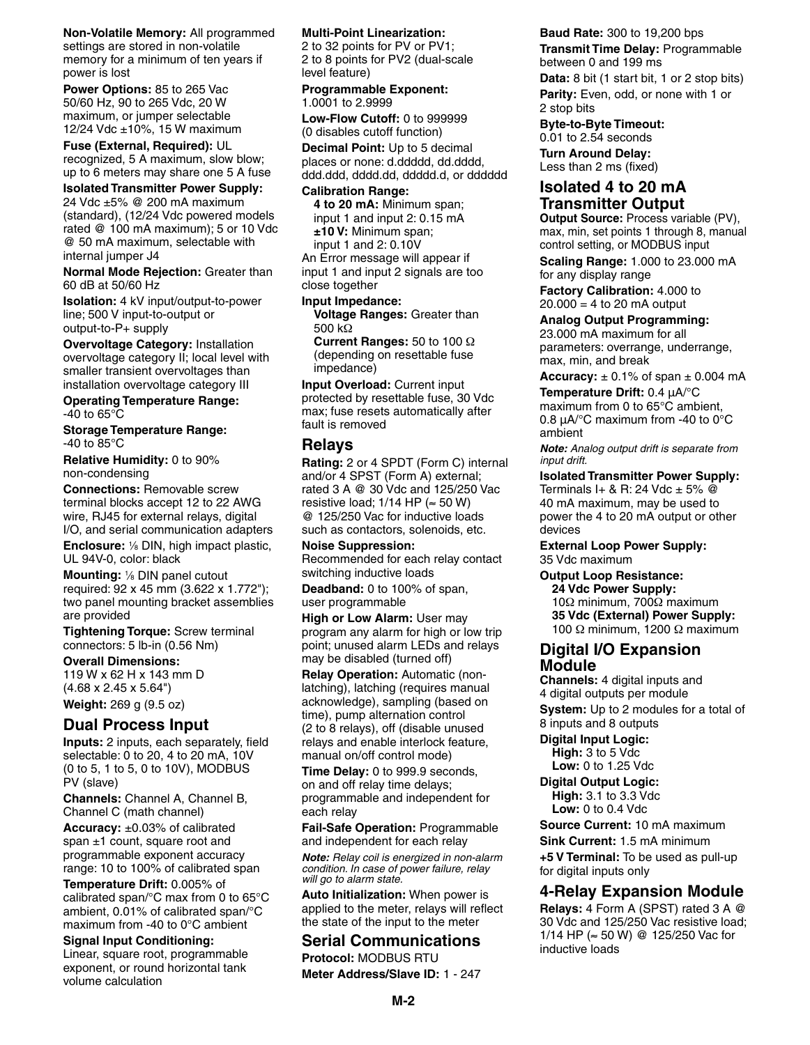**Non-Volatile Memory:** All programmed settings are stored in non-volatile memory for a minimum of ten years if power is lost

**Power Options:** 85 to 265 Vac 50/60 Hz, 90 to 265 Vdc, 20 W maximum, or jumper selectable 12/24 Vdc ±10%, 15 W maximum

**Fuse (External, Required):** UL recognized, 5 A maximum, slow blow; up to 6 meters may share one 5 A fuse

**Isolated Transmitter Power Supply:** 24 Vdc ±5% @ 200 mA maximum (standard), (12/24 Vdc powered models rated @ 100 mA maximum); 5 or 10 Vdc @ 50 mA maximum, selectable with internal jumper J4

**Normal Mode Rejection:** Greater than 60 dB at 50/60 Hz

**Isolation:** 4 kV input/output-to-power line; 500 V input-to-output or output-to-P+ supply

**Overvoltage Category:** Installation overvoltage category II; local level with smaller transient overvoltages than installation overvoltage category III

**Operating Temperature Range:** -40 to 65°C

**Storage Temperature Range:** -40 to 85°C

**Relative Humidity:** 0 to 90% non-condensing

**Connections:** Removable screw terminal blocks accept 12 to 22 AWG wire, RJ45 for external relays, digital I/O, and serial communication adapters

**Enclosure:** 1/8 DIN, high impact plastic, UL 94V-0, color: black

**Mounting:** 1/8 DIN panel cutout required: 92 x 45 mm (3.622 x 1.772"); two panel mounting bracket assemblies are provided

**Tightening Torque:** Screw terminal connectors: 5 lb-in (0.56 Nm)

**Overall Dimensions:** 119 W x 62 H x 143 mm D (4.68 x 2.45 x 5.64")

**Weight:** 269 g (9.5 oz)

## Dual Process Input

**Inputs:** 2 inputs, each separately, field selectable: 0 to 20, 4 to 20 mA, 10V (0 to 5, 1 to 5, 0 to 10V), MODBUS PV (slave)

**Channels:** Channel A, Channel B, Channel C (math channel)

**Accuracy:** ±0.03% of calibrated span ±1 count, square root and programmable exponent accuracy range: 10 to 100% of calibrated span

**Temperature Drift:** 0.005% of calibrated span/°C max from 0 to 65°C ambient, 0.01% of calibrated span/°C maximum from -40 to 0°C ambient

**Signal Input Conditioning:** Linear, square root, programmable exponent, or round horizontal tank volume calculation

**Multi-Point Linearization:** 2 to 32 points for PV or PV1; 2 to 8 points for PV2 (dual-scale level feature)

**Programmable Exponent:** 1.0001 to 2.9999

**Low-Flow Cutoff:** 0 to 999999 (0 disables cutoff function)

**Decimal Point:** Up to 5 decimal places or none: d.ddddd, dd.dddd, ddd.ddd, dddd.dd, ddddd.d, or dddddd

**Calibration Range:**
**4 to 20 mA:** Minimum span; input 1 and input 2: 0.15 mA
**±10 V:** Minimum span; input 1 and 2: 0.10V
An Error message will appear if input 1 and input 2 signals are too close together

**Input Impedance:**
**Voltage Ranges:** Greater than 500 kΩ
**Current Ranges:** 50 to 100 Ω (depending on resettable fuse impedance)

**Input Overload:** Current input protected by resettable fuse, 30 Vdc max; fuse resets automatically after fault is removed

## Relays

**Rating:** 2 or 4 SPDT (Form C) internal and/or 4 SPST (Form A) external; rated 3 A @ 30 Vdc and 125/250 Vac resistive load; 1/14 HP (≈ 50 W) @ 125/250 Vac for inductive loads such as contactors, solenoids, etc.

**Noise Suppression:** Recommended for each relay contact switching inductive loads

**Deadband:** 0 to 100% of span, user programmable

**High or Low Alarm:** User may program any alarm for high or low trip point; unused alarm LEDs and relays may be disabled (turned off)

**Relay Operation:** Automatic (non-latching), latching (requires manual acknowledge), sampling (based on time), pump alternation control (2 to 8 relays), off (disable unused relays and enable interlock feature, manual on/off control mode)

**Time Delay:** 0 to 999.9 seconds, on and off relay time delays; programmable and independent for each relay

**Fail-Safe Operation:** Programmable and independent for each relay

***Note:*** *Relay coil is energized in non-alarm condition. In case of power failure, relay will go to alarm state.*

**Auto Initialization:** When power is applied to the meter, relays will reflect the state of the input to the meter

## Serial Communications

**Protocol:** MODBUS RTU

**Meter Address/Slave ID:** 1 - 247

**Baud Rate:** 300 to 19,200 bps

**Transmit Time Delay:** Programmable between 0 and 199 ms

**Data:** 8 bit (1 start bit, 1 or 2 stop bits)

**Parity:** Even, odd, or none with 1 or 2 stop bits

**Byte-to-Byte Timeout:** 0.01 to 2.54 seconds

**Turn Around Delay:** Less than 2 ms (fixed)

## Isolated 4 to 20 mA Transmitter Output

**Output Source:** Process variable (PV), max, min, set points 1 through 8, manual control setting, or MODBUS input

**Scaling Range:** 1.000 to 23.000 mA for any display range

**Factory Calibration:** 4.000 to 20.000 = 4 to 20 mA output

**Analog Output Programming:** 23.000 mA maximum for all parameters: overrange, underrange, max, min, and break

**Accuracy:** ± 0.1% of span ± 0.004 mA

**Temperature Drift:** 0.4 µA/°C maximum from 0 to 65°C ambient, 0.8 µA/°C maximum from -40 to 0°C ambient

***Note:*** *Analog output drift is separate from input drift.*

**Isolated Transmitter Power Supply:** Terminals I+ & R: 24 Vdc ± 5% @ 40 mA maximum, may be used to power the 4 to 20 mA output or other devices

**External Loop Power Supply:** 35 Vdc maximum

**Output Loop Resistance:**
**24 Vdc Power Supply:** 10Ω minimum, 700Ω maximum
**35 Vdc (External) Power Supply:** 100 Ω minimum, 1200 Ω maximum

## Digital I/O Expansion Module

**Channels:** 4 digital inputs and 4 digital outputs per module

**System:** Up to 2 modules for a total of 8 inputs and 8 outputs

**Digital Input Logic:**
**High:** 3 to 5 Vdc
**Low:** 0 to 1.25 Vdc

**Digital Output Logic:**
**High:** 3.1 to 3.3 Vdc
**Low:** 0 to 0.4 Vdc

**Source Current:** 10 mA maximum

**Sink Current:** 1.5 mA minimum

**+5 V Terminal:** To be used as pull-up for digital inputs only

## 4-Relay Expansion Module

**Relays:** 4 Form A (SPST) rated 3 A @ 30 Vdc and 125/250 Vac resistive load; 1/14 HP (≈ 50 W) @ 125/250 Vac for inductive loads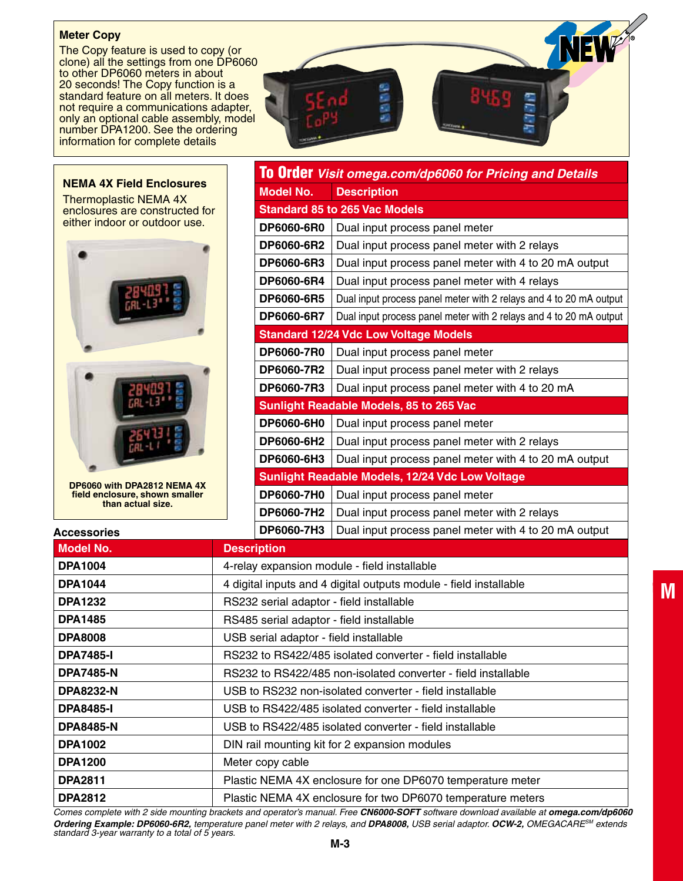## Meter Copy

The Copy feature is used to copy (or clone) all the settings from one DP6060 to other DP6060 meters in about 20 seconds! The Copy function is a standard feature on all meters. It does not require a communications adapter, only an optional cable assembly, model number DPA1200. See the ordering information for complete details

## NEMA 4X Field Enclosures

Thermoplastic NEMA 4X enclosures are constructed for either indoor or outdoor use.

DP6060 with DPA2812 NEMA 4X field enclosure, shown smaller than actual size.

## To Order *Visit omega.com/dp6060 for Pricing and Details*

| Model No. | Description |
|---|---|
| **Standard 85 to 265 Vac Models** | |
| DP6060-6R0 | Dual input process panel meter |
| DP6060-6R2 | Dual input process panel meter with 2 relays |
| DP6060-6R3 | Dual input process panel meter with 4 to 20 mA output |
| DP6060-6R4 | Dual input process panel meter with 4 relays |
| DP6060-6R5 | Dual input process panel meter with 2 relays and 4 to 20 mA output |
| DP6060-6R7 | Dual input process panel meter with 2 relays and 4 to 20 mA output |
| **Standard 12/24 Vdc Low Voltage Models** | |
| DP6060-7R0 | Dual input process panel meter |
| DP6060-7R2 | Dual input process panel meter with 2 relays |
| DP6060-7R3 | Dual input process panel meter with 4 to 20 mA |
| **Sunlight Readable Models, 85 to 265 Vac** | |
| DP6060-6H0 | Dual input process panel meter |
| DP6060-6H2 | Dual input process panel meter with 2 relays |
| DP6060-6H3 | Dual input process panel meter with 4 to 20 mA output |
| **Sunlight Readable Models, 12/24 Vdc Low Voltage** | |
| DP6060-7H0 | Dual input process panel meter |
| DP6060-7H2 | Dual input process panel meter with 2 relays |
| DP6060-7H3 | Dual input process panel meter with 4 to 20 mA output |

### Accessories

| Model No. | Description |
|---|---|
| DPA1004 | 4-relay expansion module - field installable |
| DPA1044 | 4 digital inputs and 4 digital outputs module - field installable |
| DPA1232 | RS232 serial adaptor - field installable |
| DPA1485 | RS485 serial adaptor - field installable |
| DPA8008 | USB serial adaptor - field installable |
| DPA7485-I | RS232 to RS422/485 isolated converter - field installable |
| DPA7485-N | RS232 to RS422/485 non-isolated converter - field installable |
| DPA8232-N | USB to RS232 non-isolated converter - field installable |
| DPA8485-I | USB to RS422/485 isolated converter - field installable |
| DPA8485-N | USB to RS422/485 isolated converter - field installable |
| DPA1002 | DIN rail mounting kit for 2 expansion modules |
| DPA1200 | Meter copy cable |
| DPA2811 | Plastic NEMA 4X enclosure for one DP6070 temperature meter |
| DPA2812 | Plastic NEMA 4X enclosure for two DP6070 temperature meters |

*Comes complete with 2 side mounting brackets and operator's manual. Free **CN6000-SOFT** software download available at **omega.com/dp6060***

***Ordering Example: DP6060-6R2,** temperature panel meter with 2 relays, and **DPA8008,** USB serial adaptor. **OCW-2,** OMEGACARE[SM] extends standard 3-year warranty to a total of 5 years.*